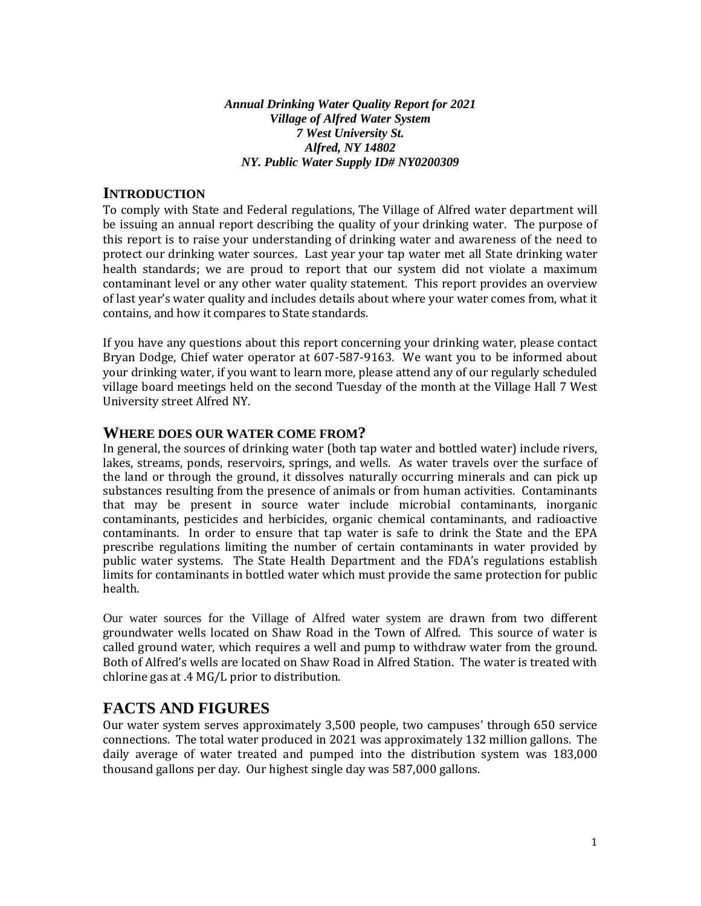*Annual Drinking Water Quality Report for 2021*
*Village of Alfred Water System*
*7 West University St.*
*Alfred, NY 14802*
*NY. Public Water Supply ID# NY0200309*

## INTRODUCTION

To comply with State and Federal regulations, The Village of Alfred water department will be issuing an annual report describing the quality of your drinking water. The purpose of this report is to raise your understanding of drinking water and awareness of the need to protect our drinking water sources. Last year your tap water met all State drinking water health standards; we are proud to report that our system did not violate a maximum contaminant level or any other water quality statement. This report provides an overview of last year's water quality and includes details about where your water comes from, what it contains, and how it compares to State standards.

If you have any questions about this report concerning your drinking water, please contact Bryan Dodge, Chief water operator at 607-587-9163. We want you to be informed about your drinking water, if you want to learn more, please attend any of our regularly scheduled village board meetings held on the second Tuesday of the month at the Village Hall 7 West University street Alfred NY.

## WHERE DOES OUR WATER COME FROM?

In general, the sources of drinking water (both tap water and bottled water) include rivers, lakes, streams, ponds, reservoirs, springs, and wells. As water travels over the surface of the land or through the ground, it dissolves naturally occurring minerals and can pick up substances resulting from the presence of animals or from human activities. Contaminants that may be present in source water include microbial contaminants, inorganic contaminants, pesticides and herbicides, organic chemical contaminants, and radioactive contaminants. In order to ensure that tap water is safe to drink the State and the EPA prescribe regulations limiting the number of certain contaminants in water provided by public water systems. The State Health Department and the FDA's regulations establish limits for contaminants in bottled water which must provide the same protection for public health.

Our water sources for the Village of Alfred water system are drawn from two different groundwater wells located on Shaw Road in the Town of Alfred. This source of water is called ground water, which requires a well and pump to withdraw water from the ground. Both of Alfred's wells are located on Shaw Road in Alfred Station. The water is treated with chlorine gas at .4 MG/L prior to distribution.

# FACTS AND FIGURES

Our water system serves approximately 3,500 people, two campuses' through 650 service connections. The total water produced in 2021 was approximately 132 million gallons. The daily average of water treated and pumped into the distribution system was 183,000 thousand gallons per day. Our highest single day was 587,000 gallons.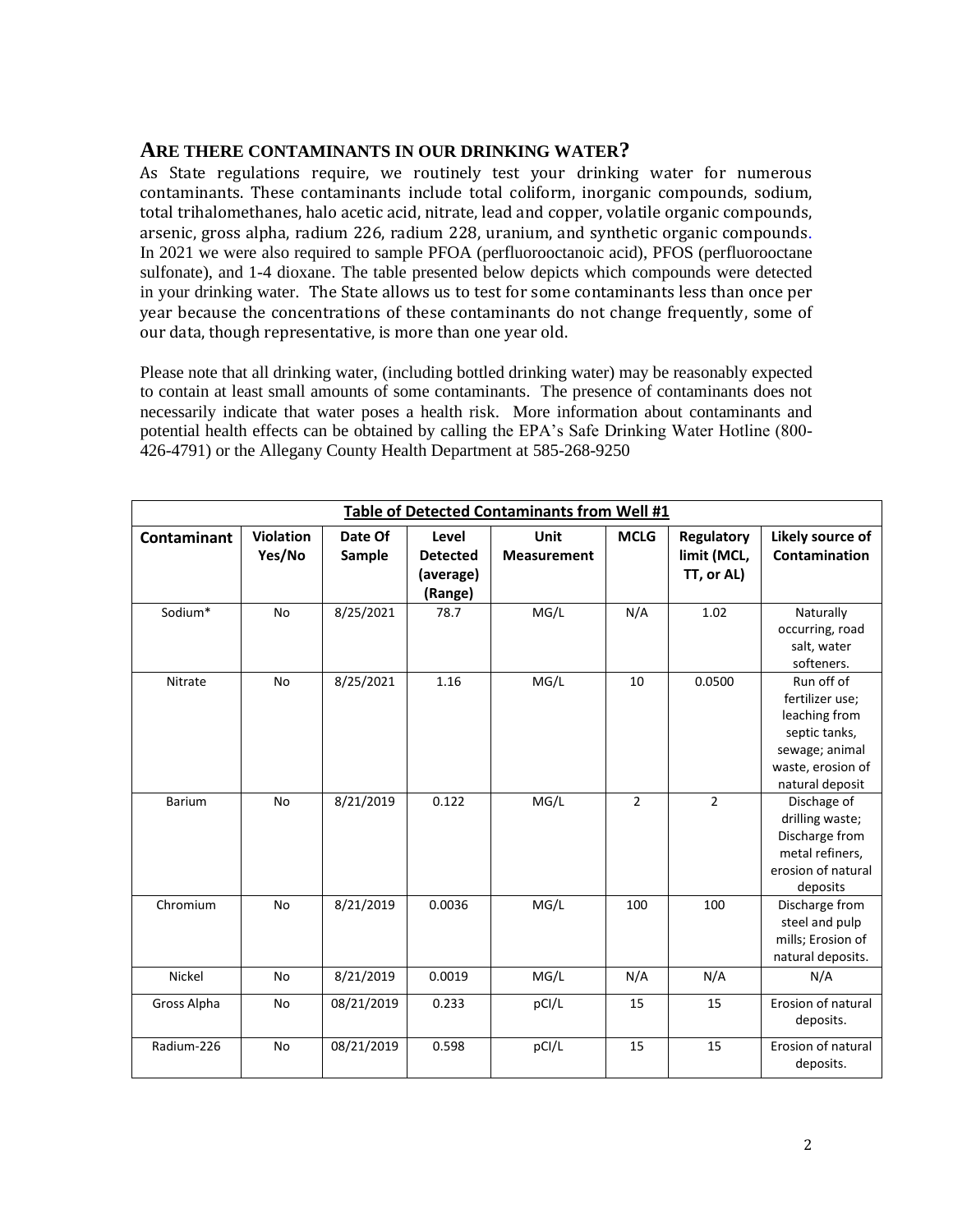## ARE THERE CONTAMINANTS IN OUR DRINKING WATER?

As State regulations require, we routinely test your drinking water for numerous contaminants. These contaminants include total coliform, inorganic compounds, sodium, total trihalomethanes, halo acetic acid, nitrate, lead and copper, volatile organic compounds, arsenic, gross alpha, radium 226, radium 228, uranium, and synthetic organic compounds. In 2021 we were also required to sample PFOA (perfluorooctanoic acid), PFOS (perfluorooctane sulfonate), and 1-4 dioxane. The table presented below depicts which compounds were detected in your drinking water. The State allows us to test for some contaminants less than once per year because the concentrations of these contaminants do not change frequently, some of our data, though representative, is more than one year old.

Please note that all drinking water, (including bottled drinking water) may be reasonably expected to contain at least small amounts of some contaminants. The presence of contaminants does not necessarily indicate that water poses a health risk. More information about contaminants and potential health effects can be obtained by calling the EPA's Safe Drinking Water Hotline (800-426-4791) or the Allegany County Health Department at 585-268-9250

**Table of Detected Contaminants from Well #1**

| Contaminant | Violation Yes/No | Date Of Sample | Level Detected (average) (Range) | Unit Measurement | MCLG | Regulatory limit (MCL, TT, or AL) | Likely source of Contamination |
|---|---|---|---|---|---|---|---|
| Sodium* | No | 8/25/2021 | 78.7 | MG/L | N/A | 1.02 | Naturally occurring, road salt, water softeners. |
| Nitrate | No | 8/25/2021 | 1.16 | MG/L | 10 | 0.0500 | Run off of fertilizer use; leaching from septic tanks, sewage; animal waste, erosion of natural deposit |
| Barium | No | 8/21/2019 | 0.122 | MG/L | 2 | 2 | Dischage of drilling waste; Discharge from metal refiners, erosion of natural deposits |
| Chromium | No | 8/21/2019 | 0.0036 | MG/L | 100 | 100 | Discharge from steel and pulp mills; Erosion of natural deposits. |
| Nickel | No | 8/21/2019 | 0.0019 | MG/L | N/A | N/A | N/A |
| Gross Alpha | No | 08/21/2019 | 0.233 | pCI/L | 15 | 15 | Erosion of natural deposits. |
| Radium-226 | No | 08/21/2019 | 0.598 | pCI/L | 15 | 15 | Erosion of natural deposits. |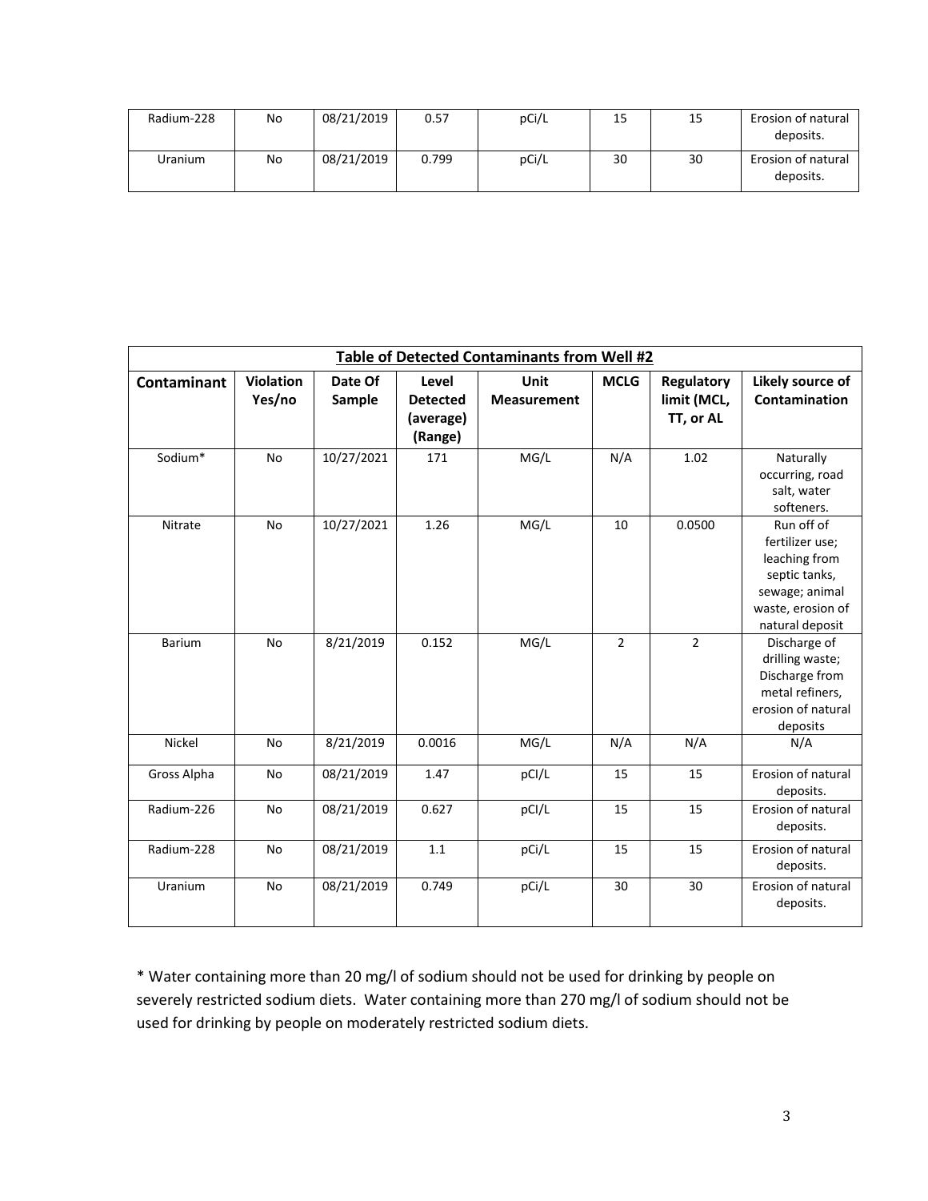| | | | | | | | |
|---|---|---|---|---|---|---|---|
| Radium-228 | No | 08/21/2019 | 0.57 | pCi/L | 15 | 15 | Erosion of natural deposits. |
| Uranium | No | 08/21/2019 | 0.799 | pCi/L | 30 | 30 | Erosion of natural deposits. |

| Table of Detected Contaminants from Well #2 | | | | | | | |
|---|---|---|---|---|---|---|---|
| **Contaminant** | **Violation Yes/no** | **Date Of Sample** | **Level Detected (average) (Range)** | **Unit Measurement** | **MCLG** | **Regulatory limit (MCL, TT, or AL** | **Likely source of Contamination** |
| Sodium* | No | 10/27/2021 | 171 | MG/L | N/A | 1.02 | Naturally occurring, road salt, water softeners. |
| Nitrate | No | 10/27/2021 | 1.26 | MG/L | 10 | 0.0500 | Run off of fertilizer use; leaching from septic tanks, sewage; animal waste, erosion of natural deposit |
| Barium | No | 8/21/2019 | 0.152 | MG/L | 2 | 2 | Discharge of drilling waste; Discharge from metal refiners, erosion of natural deposits |
| Nickel | No | 8/21/2019 | 0.0016 | MG/L | N/A | N/A | N/A |
| Gross Alpha | No | 08/21/2019 | 1.47 | pCI/L | 15 | 15 | Erosion of natural deposits. |
| Radium-226 | No | 08/21/2019 | 0.627 | pCI/L | 15 | 15 | Erosion of natural deposits. |
| Radium-228 | No | 08/21/2019 | 1.1 | pCi/L | 15 | 15 | Erosion of natural deposits. |
| Uranium | No | 08/21/2019 | 0.749 | pCi/L | 30 | 30 | Erosion of natural deposits. |

* Water containing more than 20 mg/l of sodium should not be used for drinking by people on severely restricted sodium diets. Water containing more than 270 mg/l of sodium should not be used for drinking by people on moderately restricted sodium diets.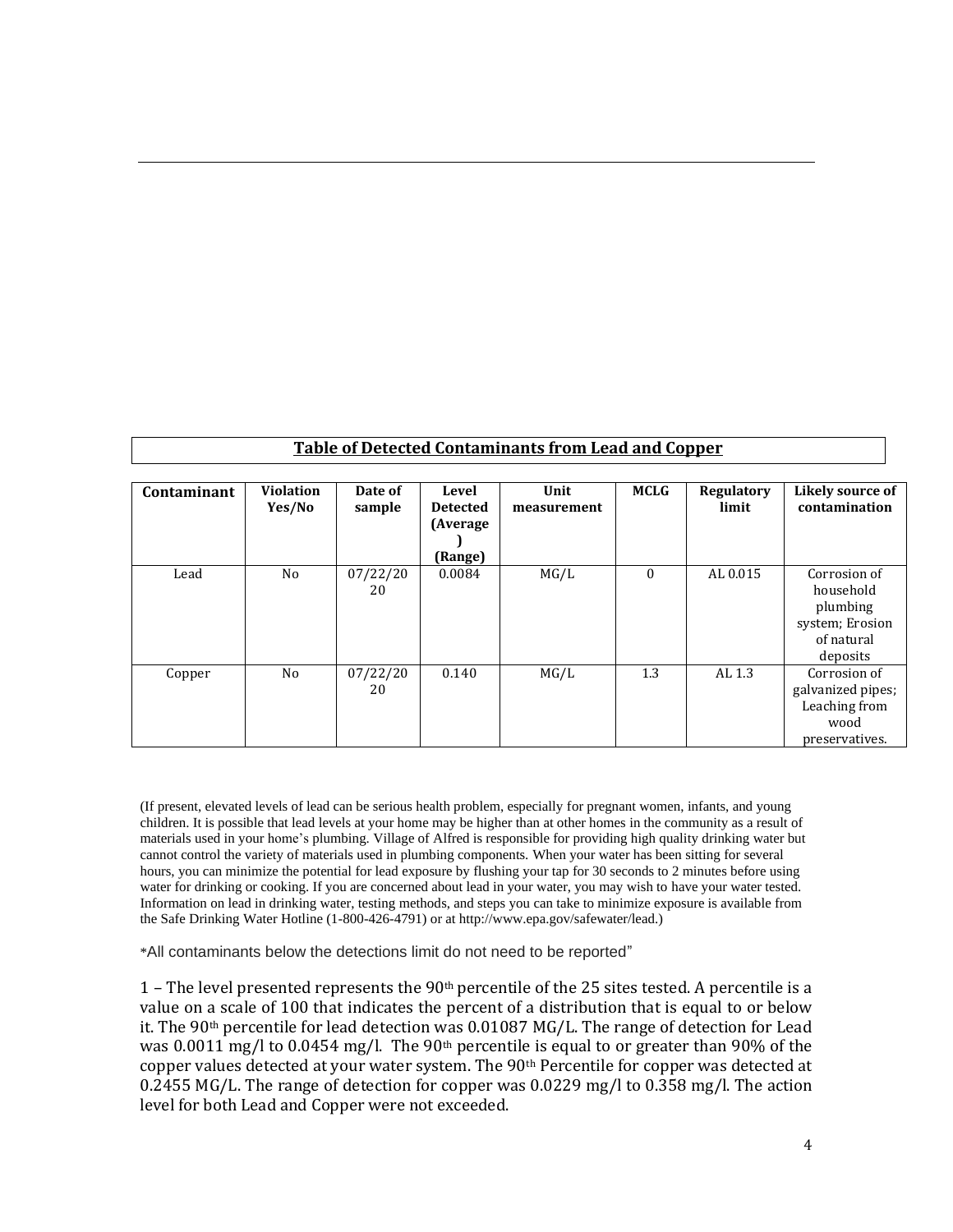**Table of Detected Contaminants from Lead and Copper**

| Contaminant | Violation Yes/No | Date of sample | Level Detected (Average) (Range) | Unit measurement | MCLG | Regulatory limit | Likely source of contamination |
|---|---|---|---|---|---|---|---|
| Lead | No | 07/22/2020 | 0.0084 | MG/L | 0 | AL 0.015 | Corrosion of household plumbing system; Erosion of natural deposits |
| Copper | No | 07/22/2020 | 0.140 | MG/L | 1.3 | AL 1.3 | Corrosion of galvanized pipes; Leaching from wood preservatives. |

(If present, elevated levels of lead can be serious health problem, especially for pregnant women, infants, and young children. It is possible that lead levels at your home may be higher than at other homes in the community as a result of materials used in your home's plumbing. Village of Alfred is responsible for providing high quality drinking water but cannot control the variety of materials used in plumbing components. When your water has been sitting for several hours, you can minimize the potential for lead exposure by flushing your tap for 30 seconds to 2 minutes before using water for drinking or cooking. If you are concerned about lead in your water, you may wish to have your water tested. Information on lead in drinking water, testing methods, and steps you can take to minimize exposure is available from the Safe Drinking Water Hotline (1-800-426-4791) or at http://www.epa.gov/safewater/lead.)

*All contaminants below the detections limit do not need to be reported"

1 – The level presented represents the 90th percentile of the 25 sites tested. A percentile is a value on a scale of 100 that indicates the percent of a distribution that is equal to or below it. The 90th percentile for lead detection was 0.01087 MG/L. The range of detection for Lead was 0.0011 mg/l to 0.0454 mg/l. The 90th percentile is equal to or greater than 90% of the copper values detected at your water system. The 90th Percentile for copper was detected at 0.2455 MG/L. The range of detection for copper was 0.0229 mg/l to 0.358 mg/l. The action level for both Lead and Copper were not exceeded.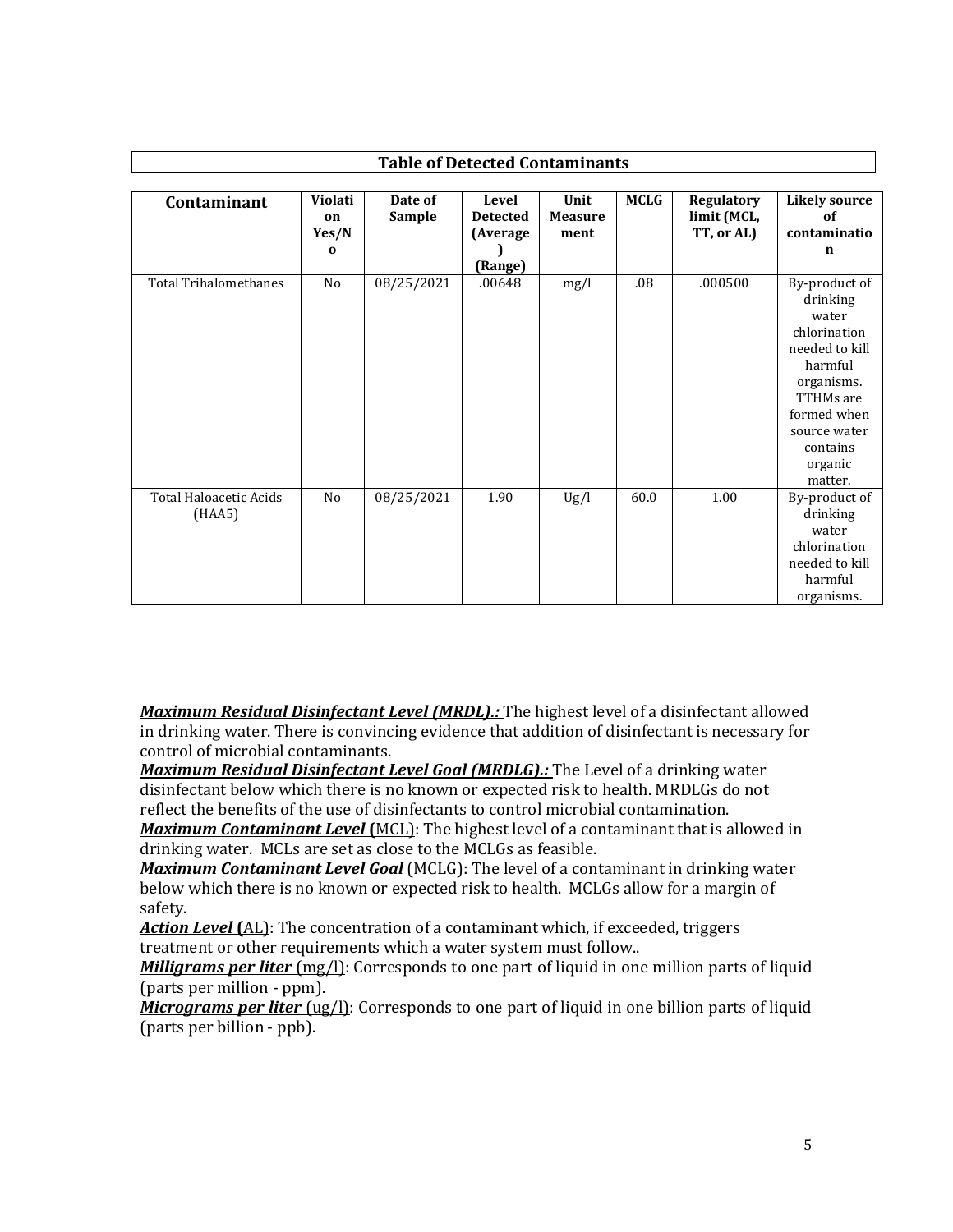**Table of Detected Contaminants**

| Contaminant | Violation Yes/No | Date of Sample | Level Detected (Average) (Range) | Unit Measurement | MCLG | Regulatory limit (MCL, TT, or AL) | Likely source of contamination |
|---|---|---|---|---|---|---|---|
| Total Trihalomethanes | No | 08/25/2021 | .00648 | mg/l | .08 | .000500 | By-product of drinking water chlorination needed to kill harmful organisms. TTHMs are formed when source water contains organic matter. |
| Total Haloacetic Acids (HAA5) | No | 08/25/2021 | 1.90 | Ug/l | 60.0 | 1.00 | By-product of drinking water chlorination needed to kill harmful organisms. |

***Maximum Residual Disinfectant Level (MRDL).:*** The highest level of a disinfectant allowed in drinking water. There is convincing evidence that addition of disinfectant is necessary for control of microbial contaminants.

***Maximum Residual Disinfectant Level Goal (MRDLG).:*** The Level of a drinking water disinfectant below which there is no known or expected risk to health. MRDLGs do not reflect the benefits of the use of disinfectants to control microbial contamination.

***Maximum Contaminant Level*** **(**MCL): The highest level of a contaminant that is allowed in drinking water. MCLs are set as close to the MCLGs as feasible.

***Maximum Contaminant Level Goal*** (MCLG): The level of a contaminant in drinking water below which there is no known or expected risk to health. MCLGs allow for a margin of safety.

***Action Level*** **(**AL): The concentration of a contaminant which, if exceeded, triggers treatment or other requirements which a water system must follow..

***Milligrams per liter*** (mg/l): Corresponds to one part of liquid in one million parts of liquid (parts per million - ppm).

***Micrograms per liter*** (ug/l): Corresponds to one part of liquid in one billion parts of liquid (parts per billion - ppb).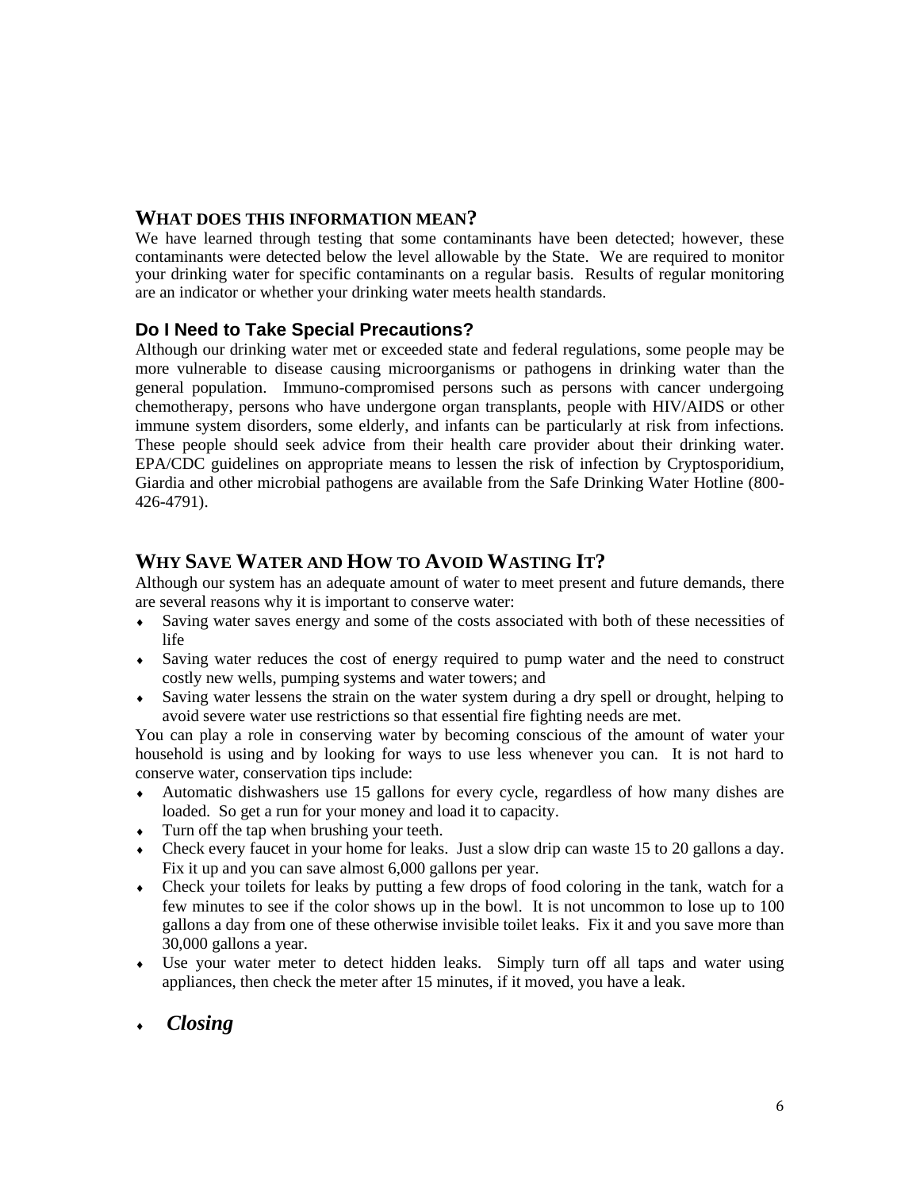## What does this information mean?

We have learned through testing that some contaminants have been detected; however, these contaminants were detected below the level allowable by the State. We are required to monitor your drinking water for specific contaminants on a regular basis. Results of regular monitoring are an indicator or whether your drinking water meets health standards.

### Do I Need to Take Special Precautions?

Although our drinking water met or exceeded state and federal regulations, some people may be more vulnerable to disease causing microorganisms or pathogens in drinking water than the general population. Immuno-compromised persons such as persons with cancer undergoing chemotherapy, persons who have undergone organ transplants, people with HIV/AIDS or other immune system disorders, some elderly, and infants can be particularly at risk from infections. These people should seek advice from their health care provider about their drinking water. EPA/CDC guidelines on appropriate means to lessen the risk of infection by Cryptosporidium, Giardia and other microbial pathogens are available from the Safe Drinking Water Hotline (800-426-4791).

## Why Save Water and How to Avoid Wasting It?

Although our system has an adequate amount of water to meet present and future demands, there are several reasons why it is important to conserve water:

- Saving water saves energy and some of the costs associated with both of these necessities of life
- Saving water reduces the cost of energy required to pump water and the need to construct costly new wells, pumping systems and water towers; and
- Saving water lessens the strain on the water system during a dry spell or drought, helping to avoid severe water use restrictions so that essential fire fighting needs are met.

You can play a role in conserving water by becoming conscious of the amount of water your household is using and by looking for ways to use less whenever you can. It is not hard to conserve water, conservation tips include:

- Automatic dishwashers use 15 gallons for every cycle, regardless of how many dishes are loaded. So get a run for your money and load it to capacity.
- Turn off the tap when brushing your teeth.
- Check every faucet in your home for leaks. Just a slow drip can waste 15 to 20 gallons a day. Fix it up and you can save almost 6,000 gallons per year.
- Check your toilets for leaks by putting a few drops of food coloring in the tank, watch for a few minutes to see if the color shows up in the bowl. It is not uncommon to lose up to 100 gallons a day from one of these otherwise invisible toilet leaks. Fix it and you save more than 30,000 gallons a year.
- Use your water meter to detect hidden leaks. Simply turn off all taps and water using appliances, then check the meter after 15 minutes, if it moved, you have a leak.

- ***Closing***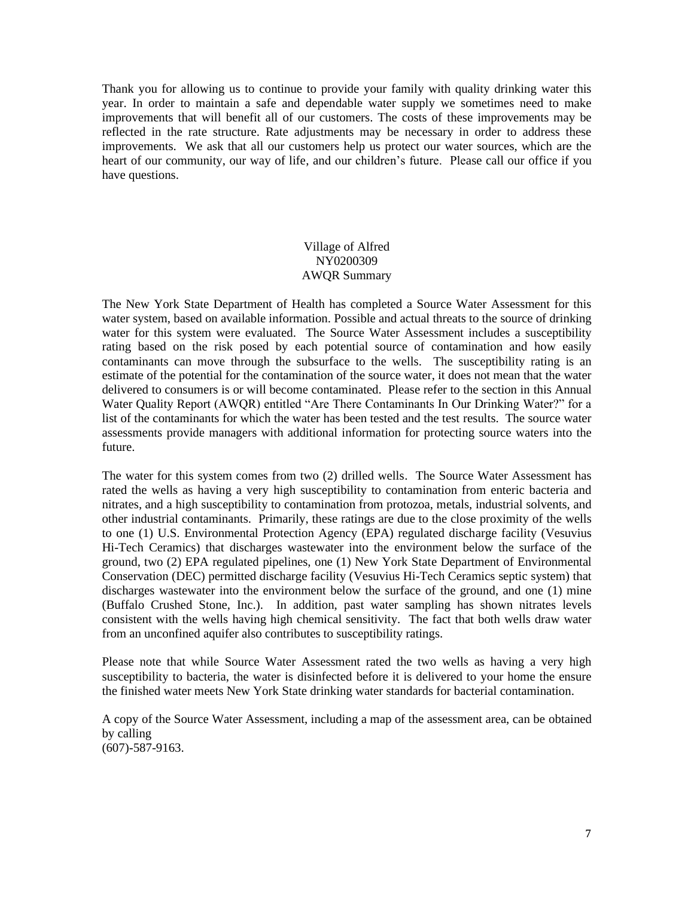Thank you for allowing us to continue to provide your family with quality drinking water this year. In order to maintain a safe and dependable water supply we sometimes need to make improvements that will benefit all of our customers. The costs of these improvements may be reflected in the rate structure. Rate adjustments may be necessary in order to address these improvements. We ask that all our customers help us protect our water sources, which are the heart of our community, our way of life, and our children's future. Please call our office if you have questions.

Village of Alfred
NY0200309
AWQR Summary

The New York State Department of Health has completed a Source Water Assessment for this water system, based on available information. Possible and actual threats to the source of drinking water for this system were evaluated. The Source Water Assessment includes a susceptibility rating based on the risk posed by each potential source of contamination and how easily contaminants can move through the subsurface to the wells. The susceptibility rating is an estimate of the potential for the contamination of the source water, it does not mean that the water delivered to consumers is or will become contaminated. Please refer to the section in this Annual Water Quality Report (AWQR) entitled "Are There Contaminants In Our Drinking Water?" for a list of the contaminants for which the water has been tested and the test results. The source water assessments provide managers with additional information for protecting source waters into the future.

The water for this system comes from two (2) drilled wells. The Source Water Assessment has rated the wells as having a very high susceptibility to contamination from enteric bacteria and nitrates, and a high susceptibility to contamination from protozoa, metals, industrial solvents, and other industrial contaminants. Primarily, these ratings are due to the close proximity of the wells to one (1) U.S. Environmental Protection Agency (EPA) regulated discharge facility (Vesuvius Hi-Tech Ceramics) that discharges wastewater into the environment below the surface of the ground, two (2) EPA regulated pipelines, one (1) New York State Department of Environmental Conservation (DEC) permitted discharge facility (Vesuvius Hi-Tech Ceramics septic system) that discharges wastewater into the environment below the surface of the ground, and one (1) mine (Buffalo Crushed Stone, Inc.). In addition, past water sampling has shown nitrates levels consistent with the wells having high chemical sensitivity. The fact that both wells draw water from an unconfined aquifer also contributes to susceptibility ratings.

Please note that while Source Water Assessment rated the two wells as having a very high susceptibility to bacteria, the water is disinfected before it is delivered to your home the ensure the finished water meets New York State drinking water standards for bacterial contamination.

A copy of the Source Water Assessment, including a map of the assessment area, can be obtained by calling
(607)-587-9163.